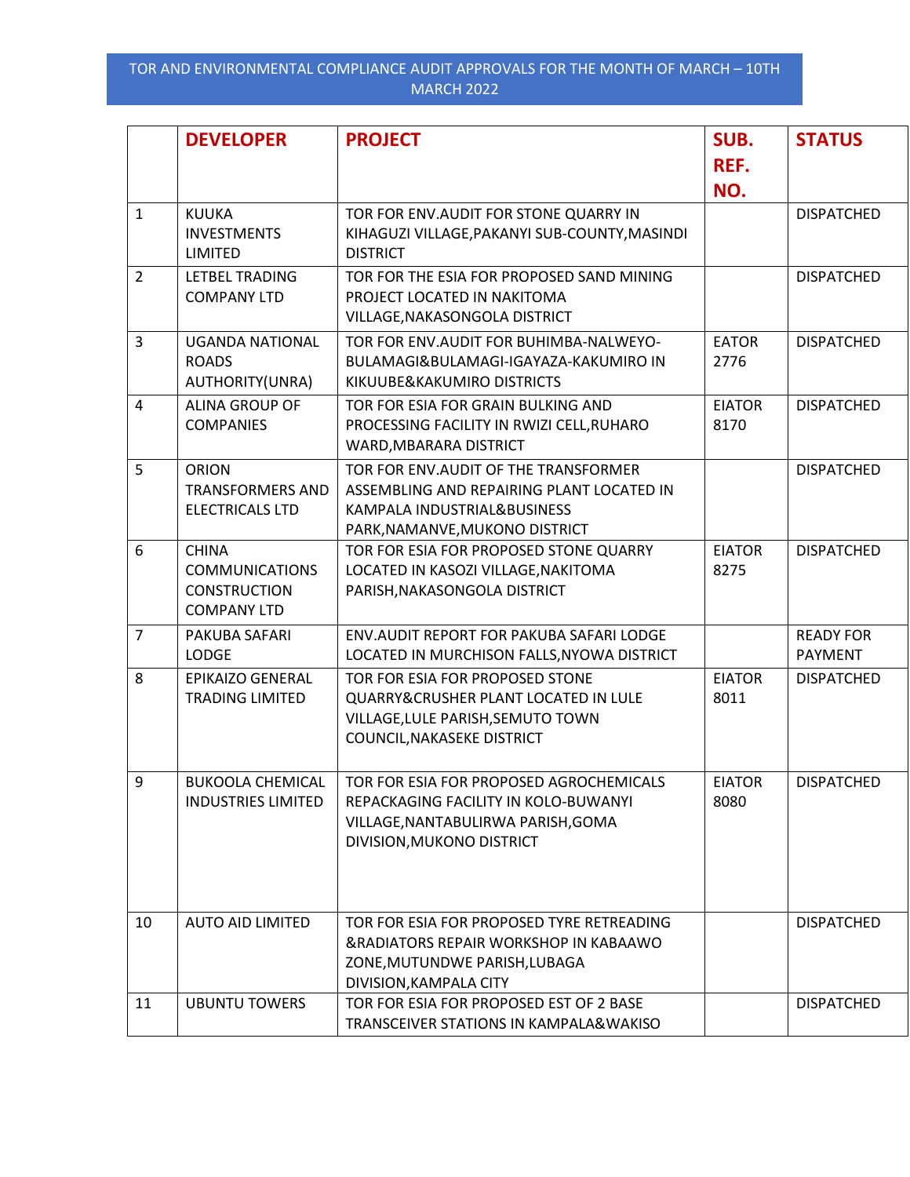# TOR AND ENVIRONMENTAL COMPLIANCE AUDIT APPROVALS FOR THE MONTH OF MARCH – 10TH MARCH 2022

| | DEVELOPER | PROJECT | SUB. REF. NO. | STATUS |
|---|---|---|---|---|
| 1 | KUUKA INVESTMENTS LIMITED | TOR FOR ENV.AUDIT FOR STONE QUARRY IN KIHAGUZI VILLAGE,PAKANYI SUB-COUNTY,MASINDI DISTRICT | | DISPATCHED |
| 2 | LETBEL TRADING COMPANY LTD | TOR FOR THE ESIA FOR PROPOSED SAND MINING PROJECT LOCATED IN NAKITOMA VILLAGE,NAKASONGOLA DISTRICT | | DISPATCHED |
| 3 | UGANDA NATIONAL ROADS AUTHORITY(UNRA) | TOR FOR ENV.AUDIT FOR BUHIMBA-NALWEYO-BULAMAGI&BULAMAGI-IGAYAZA-KAKUMIRO IN KIKUUBE&KAKUMIRO DISTRICTS | EATOR 2776 | DISPATCHED |
| 4 | ALINA GROUP OF COMPANIES | TOR FOR ESIA FOR GRAIN BULKING AND PROCESSING FACILITY IN RWIZI CELL,RUHARO WARD,MBARARA DISTRICT | EIATOR 8170 | DISPATCHED |
| 5 | ORION TRANSFORMERS AND ELECTRICALS LTD | TOR FOR ENV.AUDIT OF THE TRANSFORMER ASSEMBLING AND REPAIRING PLANT LOCATED IN KAMPALA INDUSTRIAL&BUSINESS PARK,NAMANVE,MUKONO DISTRICT | | DISPATCHED |
| 6 | CHINA COMMUNICATIONS CONSTRUCTION COMPANY LTD | TOR FOR ESIA FOR PROPOSED STONE QUARRY LOCATED IN KASOZI VILLAGE,NAKITOMA PARISH,NAKASONGOLA DISTRICT | EIATOR 8275 | DISPATCHED |
| 7 | PAKUBA SAFARI LODGE | ENV.AUDIT REPORT FOR PAKUBA SAFARI LODGE LOCATED IN MURCHISON FALLS,NYOWA DISTRICT | | READY FOR PAYMENT |
| 8 | EPIKAIZO GENERAL TRADING LIMITED | TOR FOR ESIA FOR PROPOSED STONE QUARRY&CRUSHER PLANT LOCATED IN LULE VILLAGE,LULE PARISH,SEMUTO TOWN COUNCIL,NAKASEKE DISTRICT | EIATOR 8011 | DISPATCHED |
| 9 | BUKOOLA CHEMICAL INDUSTRIES LIMITED | TOR FOR ESIA FOR PROPOSED AGROCHEMICALS REPACKAGING FACILITY IN KOLO-BUWANYI VILLAGE,NANTABULIRWA PARISH,GOMA DIVISION,MUKONO DISTRICT | EIATOR 8080 | DISPATCHED |
| 10 | AUTO AID LIMITED | TOR FOR ESIA FOR PROPOSED TYRE RETREADING &RADIATORS REPAIR WORKSHOP IN KABAAWO ZONE,MUTUNDWE PARISH,LUBAGA DIVISION,KAMPALA CITY | | DISPATCHED |
| 11 | UBUNTU TOWERS | TOR FOR ESIA FOR PROPOSED EST OF 2 BASE TRANSCEIVER STATIONS IN KAMPALA&WAKISO | | DISPATCHED |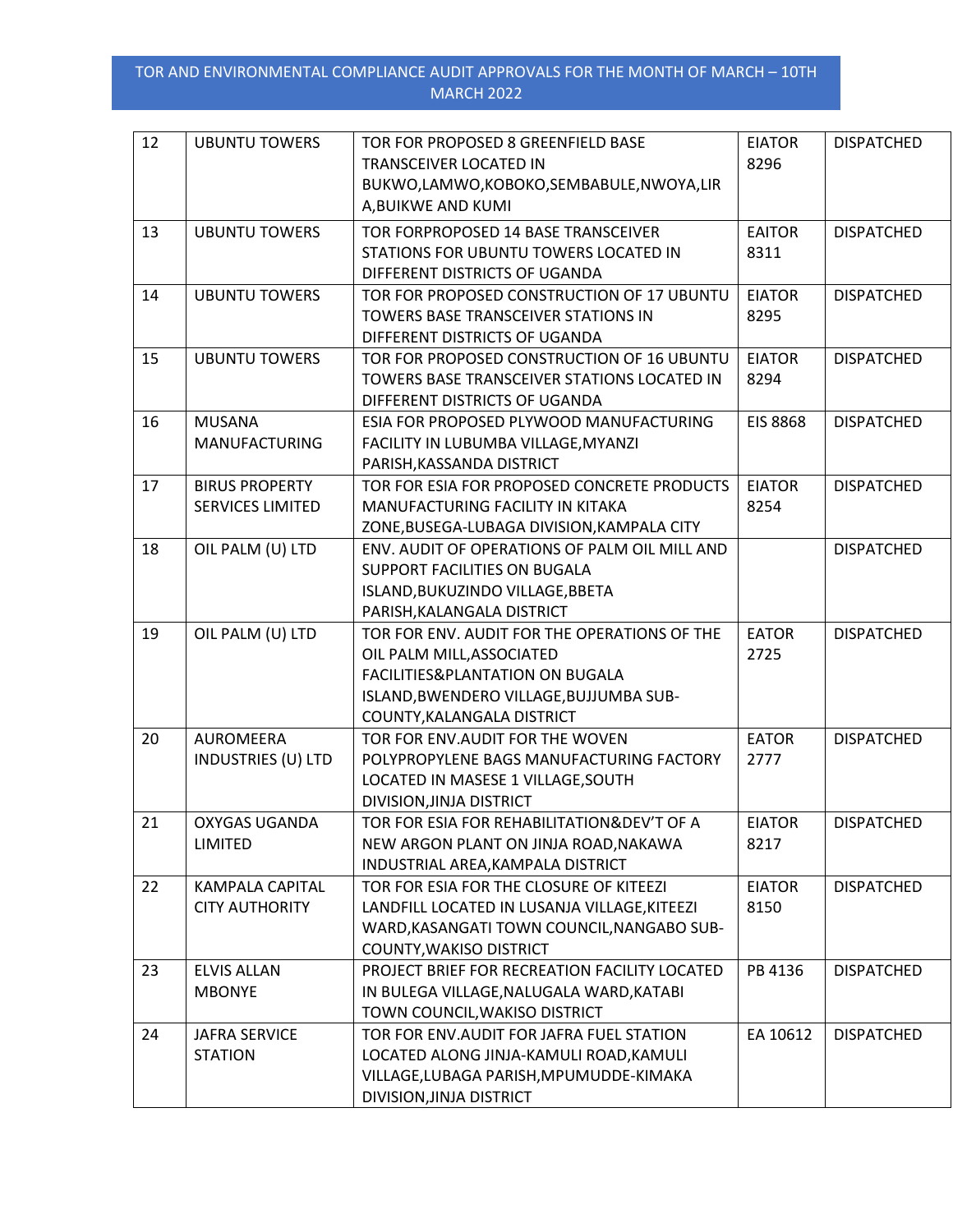TOR AND ENVIRONMENTAL COMPLIANCE AUDIT APPROVALS FOR THE MONTH OF MARCH – 10TH MARCH 2022

| | | | | |
|---|---|---|---|---|
| 12 | UBUNTU TOWERS | TOR FOR PROPOSED 8 GREENFIELD BASE TRANSCEIVER LOCATED IN BUKWO,LAMWO,KOBOKO,SEMBABULE,NWOYA,LIRA,BUIKWE AND KUMI | EIATOR 8296 | DISPATCHED |
| 13 | UBUNTU TOWERS | TOR FORPROPOSED 14 BASE TRANSCEIVER STATIONS FOR UBUNTU TOWERS LOCATED IN DIFFERENT DISTRICTS OF UGANDA | EAITOR 8311 | DISPATCHED |
| 14 | UBUNTU TOWERS | TOR FOR PROPOSED CONSTRUCTION OF 17 UBUNTU TOWERS BASE TRANSCEIVER STATIONS IN DIFFERENT DISTRICTS OF UGANDA | EIATOR 8295 | DISPATCHED |
| 15 | UBUNTU TOWERS | TOR FOR PROPOSED CONSTRUCTION OF 16 UBUNTU TOWERS BASE TRANSCEIVER STATIONS LOCATED IN DIFFERENT DISTRICTS OF UGANDA | EIATOR 8294 | DISPATCHED |
| 16 | MUSANA MANUFACTURING | ESIA FOR PROPOSED PLYWOOD MANUFACTURING FACILITY IN LUBUMBA VILLAGE,MYANZI PARISH,KASSANDA DISTRICT | EIS 8868 | DISPATCHED |
| 17 | BIRUS PROPERTY SERVICES LIMITED | TOR FOR ESIA FOR PROPOSED CONCRETE PRODUCTS MANUFACTURING FACILITY IN KITAKA ZONE,BUSEGA-LUBAGA DIVISION,KAMPALA CITY | EIATOR 8254 | DISPATCHED |
| 18 | OIL PALM (U) LTD | ENV. AUDIT OF OPERATIONS OF PALM OIL MILL AND SUPPORT FACILITIES ON BUGALA ISLAND,BUKUZINDO VILLAGE,BBETA PARISH,KALANGALA DISTRICT | | DISPATCHED |
| 19 | OIL PALM (U) LTD | TOR FOR ENV. AUDIT FOR THE OPERATIONS OF THE OIL PALM MILL,ASSOCIATED FACILITIES&PLANTATION ON BUGALA ISLAND,BWENDERO VILLAGE,BUJJUMBA SUB-COUNTY,KALANGALA DISTRICT | EATOR 2725 | DISPATCHED |
| 20 | AUROMEERA INDUSTRIES (U) LTD | TOR FOR ENV.AUDIT FOR THE WOVEN POLYPROPYLENE BAGS MANUFACTURING FACTORY LOCATED IN MASESE 1 VILLAGE,SOUTH DIVISION,JINJA DISTRICT | EATOR 2777 | DISPATCHED |
| 21 | OXYGAS UGANDA LIMITED | TOR FOR ESIA FOR REHABILITATION&DEV'T OF A NEW ARGON PLANT ON JINJA ROAD,NAKAWA INDUSTRIAL AREA,KAMPALA DISTRICT | EIATOR 8217 | DISPATCHED |
| 22 | KAMPALA CAPITAL CITY AUTHORITY | TOR FOR ESIA FOR THE CLOSURE OF KITEEZI LANDFILL LOCATED IN LUSANJA VILLAGE,KITEEZI WARD,KASANGATI TOWN COUNCIL,NANGABO SUB-COUNTY,WAKISO DISTRICT | EIATOR 8150 | DISPATCHED |
| 23 | ELVIS ALLAN MBONYE | PROJECT BRIEF FOR RECREATION FACILITY LOCATED IN BULEGA VILLAGE,NALUGALA WARD,KATABI TOWN COUNCIL,WAKISO DISTRICT | PB 4136 | DISPATCHED |
| 24 | JAFRA SERVICE STATION | TOR FOR ENV.AUDIT FOR JAFRA FUEL STATION LOCATED ALONG JINJA-KAMULI ROAD,KAMULI VILLAGE,LUBAGA PARISH,MPUMUDDE-KIMAKA DIVISION,JINJA DISTRICT | EA 10612 | DISPATCHED |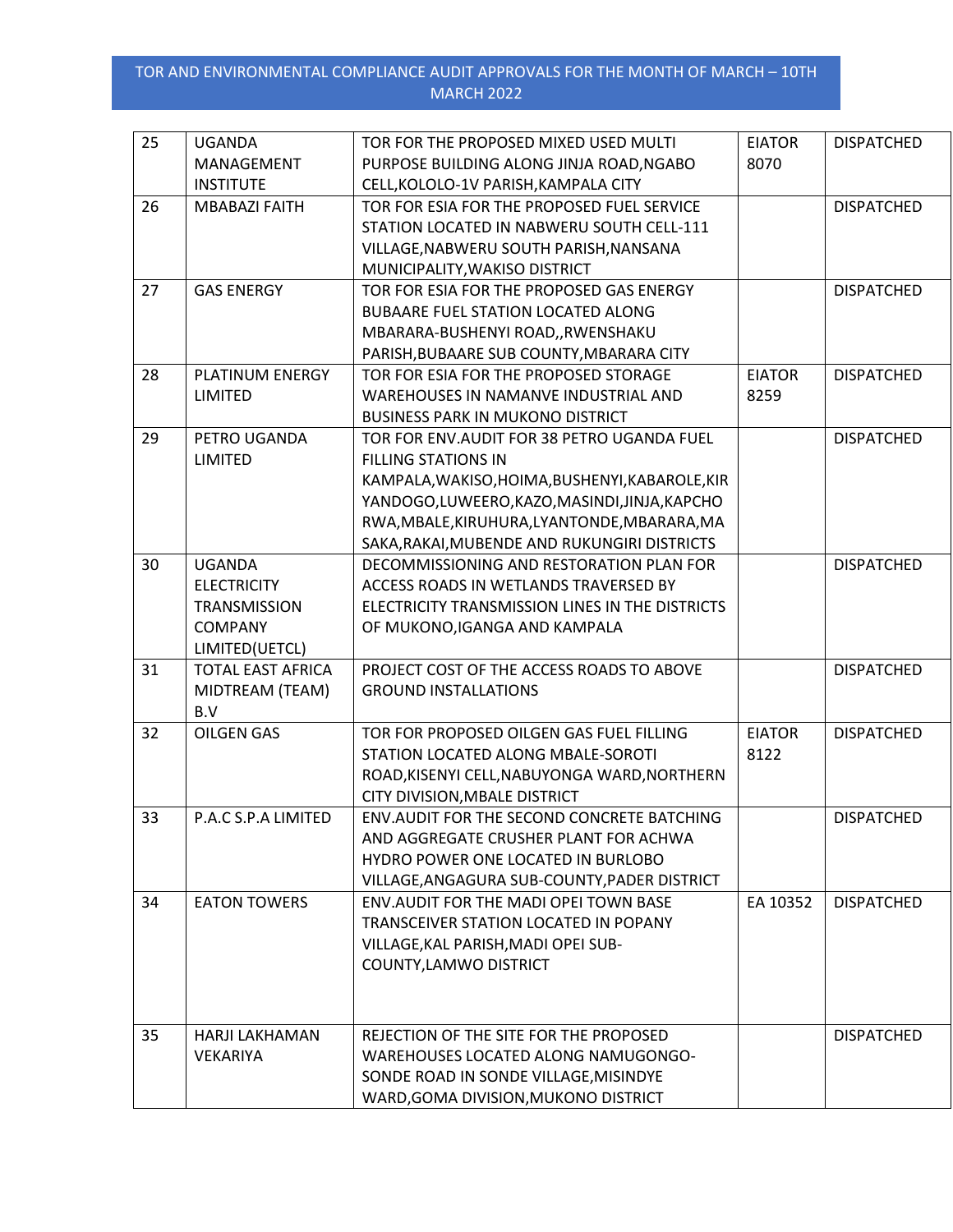## TOR AND ENVIRONMENTAL COMPLIANCE AUDIT APPROVALS FOR THE MONTH OF MARCH – 10TH MARCH 2022

| | | | | |
|---|---|---|---|---|
| 25 | UGANDA MANAGEMENT INSTITUTE | TOR FOR THE PROPOSED MIXED USED MULTI PURPOSE BUILDING ALONG JINJA ROAD,NGABO CELL,KOLOLO-1V PARISH,KAMPALA CITY | EIATOR 8070 | DISPATCHED |
| 26 | MBABAZI FAITH | TOR FOR ESIA FOR THE PROPOSED FUEL SERVICE STATION LOCATED IN NABWERU SOUTH CELL-111 VILLAGE,NABWERU SOUTH PARISH,NANSANA MUNICIPALITY,WAKISO DISTRICT | | DISPATCHED |
| 27 | GAS ENERGY | TOR FOR ESIA FOR THE PROPOSED GAS ENERGY BUBAARE FUEL STATION LOCATED ALONG MBARARA-BUSHENYI ROAD,,RWENSHAKU PARISH,BUBAARE SUB COUNTY,MBARARA CITY | | DISPATCHED |
| 28 | PLATINUM ENERGY LIMITED | TOR FOR ESIA FOR THE PROPOSED STORAGE WAREHOUSES IN NAMANVE INDUSTRIAL AND BUSINESS PARK IN MUKONO DISTRICT | EIATOR 8259 | DISPATCHED |
| 29 | PETRO UGANDA LIMITED | TOR FOR ENV.AUDIT FOR 38 PETRO UGANDA FUEL FILLING STATIONS IN KAMPALA,WAKISO,HOIMA,BUSHENYI,KABAROLE,KIRYANDOGO,LUWEERO,KAZO,MASINDI,JINJA,KAPCHORWA,MBALE,KIRUHURA,LYANTONDE,MBARARA,MASAKA,RAKAI,MUBENDE AND RUKUNGIRI DISTRICTS | | DISPATCHED |
| 30 | UGANDA ELECTRICITY TRANSMISSION COMPANY LIMITED(UETCL) | DECOMMISSIONING AND RESTORATION PLAN FOR ACCESS ROADS IN WETLANDS TRAVERSED BY ELECTRICITY TRANSMISSION LINES IN THE DISTRICTS OF MUKONO,IGANGA AND KAMPALA | | DISPATCHED |
| 31 | TOTAL EAST AFRICA MIDTREAM (TEAM) B.V | PROJECT COST OF THE ACCESS ROADS TO ABOVE GROUND INSTALLATIONS | | DISPATCHED |
| 32 | OILGEN GAS | TOR FOR PROPOSED OILGEN GAS FUEL FILLING STATION LOCATED ALONG MBALE-SOROTI ROAD,KISENYI CELL,NABUYONGA WARD,NORTHERN CITY DIVISION,MBALE DISTRICT | EIATOR 8122 | DISPATCHED |
| 33 | P.A.C S.P.A LIMITED | ENV.AUDIT FOR THE SECOND CONCRETE BATCHING AND AGGREGATE CRUSHER PLANT FOR ACHWA HYDRO POWER ONE LOCATED IN BURLOBO VILLAGE,ANGAGURA SUB-COUNTY,PADER DISTRICT | | DISPATCHED |
| 34 | EATON TOWERS | ENV.AUDIT FOR THE MADI OPEI TOWN BASE TRANSCEIVER STATION LOCATED IN POPANY VILLAGE,KAL PARISH,MADI OPEI SUB-COUNTY,LAMWO DISTRICT | EA 10352 | DISPATCHED |
| 35 | HARJI LAKHAMAN VEKARIYA | REJECTION OF THE SITE FOR THE PROPOSED WAREHOUSES LOCATED ALONG NAMUGONGO-SONDE ROAD IN SONDE VILLAGE,MISINDYE WARD,GOMA DIVISION,MUKONO DISTRICT | | DISPATCHED |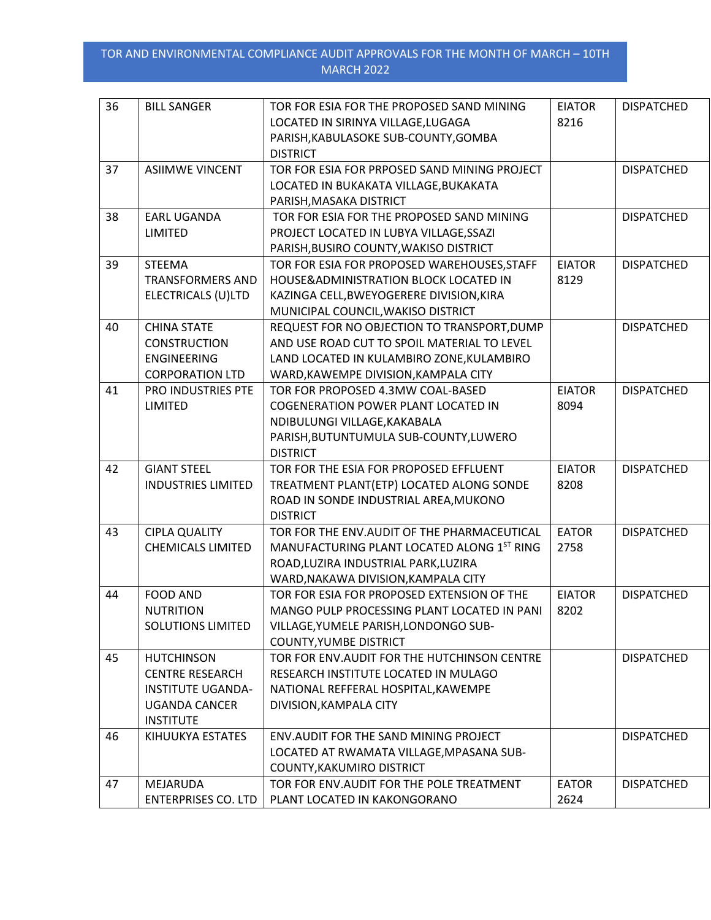## TOR AND ENVIRONMENTAL COMPLIANCE AUDIT APPROVALS FOR THE MONTH OF MARCH – 10TH MARCH 2022

| | | | | |
|---|---|---|---|---|
| 36 | BILL SANGER | TOR FOR ESIA FOR THE PROPOSED SAND MINING LOCATED IN SIRINYA VILLAGE,LUGAGA PARISH,KABULASOKE SUB-COUNTY,GOMBA DISTRICT | EIATOR 8216 | DISPATCHED |
| 37 | ASIIMWE VINCENT | TOR FOR ESIA FOR PRPOSED SAND MINING PROJECT LOCATED IN BUKAKATA VILLAGE,BUKAKATA PARISH,MASAKA DISTRICT | | DISPATCHED |
| 38 | EARL UGANDA LIMITED | TOR FOR ESIA FOR THE PROPOSED SAND MINING PROJECT LOCATED IN LUBYA VILLAGE,SSAZI PARISH,BUSIRO COUNTY,WAKISO DISTRICT | | DISPATCHED |
| 39 | STEEMA TRANSFORMERS AND ELECTRICALS (U)LTD | TOR FOR ESIA FOR PROPOSED WAREHOUSES,STAFF HOUSE&ADMINISTRATION BLOCK LOCATED IN KAZINGA CELL,BWEYOGERERE DIVISION,KIRA MUNICIPAL COUNCIL,WAKISO DISTRICT | EIATOR 8129 | DISPATCHED |
| 40 | CHINA STATE CONSTRUCTION ENGINEERING CORPORATION LTD | REQUEST FOR NO OBJECTION TO TRANSPORT,DUMP AND USE ROAD CUT TO SPOIL MATERIAL TO LEVEL LAND LOCATED IN KULAMBIRO ZONE,KULAMBIRO WARD,KAWEMPE DIVISION,KAMPALA CITY | | DISPATCHED |
| 41 | PRO INDUSTRIES PTE LIMITED | TOR FOR PROPOSED 4.3MW COAL-BASED COGENERATION POWER PLANT LOCATED IN NDIBULUNGI VILLAGE,KAKABALA PARISH,BUTUNTUMULA SUB-COUNTY,LUWERO DISTRICT | EIATOR 8094 | DISPATCHED |
| 42 | GIANT STEEL INDUSTRIES LIMITED | TOR FOR THE ESIA FOR PROPOSED EFFLUENT TREATMENT PLANT(ETP) LOCATED ALONG SONDE ROAD IN SONDE INDUSTRIAL AREA,MUKONO DISTRICT | EIATOR 8208 | DISPATCHED |
| 43 | CIPLA QUALITY CHEMICALS LIMITED | TOR FOR THE ENV.AUDIT OF THE PHARMACEUTICAL MANUFACTURING PLANT LOCATED ALONG 1ST RING ROAD,LUZIRA INDUSTRIAL PARK,LUZIRA WARD,NAKAWA DIVISION,KAMPALA CITY | EATOR 2758 | DISPATCHED |
| 44 | FOOD AND NUTRITION SOLUTIONS LIMITED | TOR FOR ESIA FOR PROPOSED EXTENSION OF THE MANGO PULP PROCESSING PLANT LOCATED IN PANI VILLAGE,YUMELE PARISH,LONDONGO SUB-COUNTY,YUMBE DISTRICT | EIATOR 8202 | DISPATCHED |
| 45 | HUTCHINSON CENTRE RESEARCH INSTITUTE UGANDA-UGANDA CANCER INSTITUTE | TOR FOR ENV.AUDIT FOR THE HUTCHINSON CENTRE RESEARCH INSTITUTE LOCATED IN MULAGO NATIONAL REFFERAL HOSPITAL,KAWEMPE DIVISION,KAMPALA CITY | | DISPATCHED |
| 46 | KIHUUKYA ESTATES | ENV.AUDIT FOR THE SAND MINING PROJECT LOCATED AT RWAMATA VILLAGE,MPASANA SUB-COUNTY,KAKUMIRO DISTRICT | | DISPATCHED |
| 47 | MEJARUDA ENTERPRISES CO. LTD | TOR FOR ENV.AUDIT FOR THE POLE TREATMENT PLANT LOCATED IN KAKONGORANO | EATOR 2624 | DISPATCHED |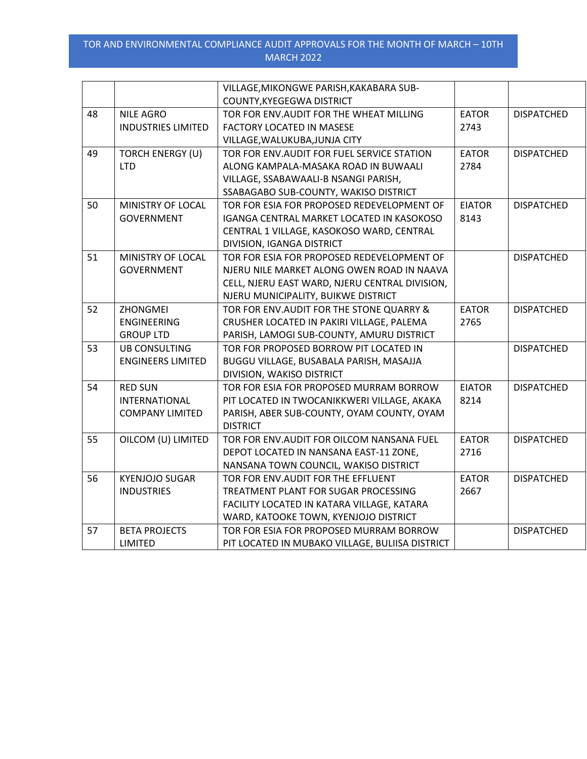# TOR AND ENVIRONMENTAL COMPLIANCE AUDIT APPROVALS FOR THE MONTH OF MARCH – 10TH MARCH 2022

| | | | | |
|---|---|---|---|---|
| | | VILLAGE,MIKONGWE PARISH,KAKABARA SUB-COUNTY,KYEGEGWA DISTRICT | | |
| 48 | NILE AGRO INDUSTRIES LIMITED | TOR FOR ENV.AUDIT FOR THE WHEAT MILLING FACTORY LOCATED IN MASESE VILLAGE,WALUKUBA,JUNJA CITY | EATOR 2743 | DISPATCHED |
| 49 | TORCH ENERGY (U) LTD | TOR FOR ENV.AUDIT FOR FUEL SERVICE STATION ALONG KAMPALA-MASAKA ROAD IN BUWAALI VILLAGE, SSABAWAALI-B NSANGI PARISH, SSABAGABO SUB-COUNTY, WAKISO DISTRICT | EATOR 2784 | DISPATCHED |
| 50 | MINISTRY OF LOCAL GOVERNMENT | TOR FOR ESIA FOR PROPOSED REDEVELOPMENT OF IGANGA CENTRAL MARKET LOCATED IN KASOKOSO CENTRAL 1 VILLAGE, KASOKOSO WARD, CENTRAL DIVISION, IGANGA DISTRICT | EIATOR 8143 | DISPATCHED |
| 51 | MINISTRY OF LOCAL GOVERNMENT | TOR FOR ESIA FOR PROPOSED REDEVELOPMENT OF NJERU NILE MARKET ALONG OWEN ROAD IN NAAVA CELL, NJERU EAST WARD, NJERU CENTRAL DIVISION, NJERU MUNICIPALITY, BUIKWE DISTRICT | | DISPATCHED |
| 52 | ZHONGMEI ENGINEERING GROUP LTD | TOR FOR ENV.AUDIT FOR THE STONE QUARRY & CRUSHER LOCATED IN PAKIRI VILLAGE, PALEMA PARISH, LAMOGI SUB-COUNTY, AMURU DISTRICT | EATOR 2765 | DISPATCHED |
| 53 | UB CONSULTING ENGINEERS LIMITED | TOR FOR PROPOSED BORROW PIT LOCATED IN BUGGU VILLAGE, BUSABALA PARISH, MASAJJA DIVISION, WAKISO DISTRICT | | DISPATCHED |
| 54 | RED SUN INTERNATIONAL COMPANY LIMITED | TOR FOR ESIA FOR PROPOSED MURRAM BORROW PIT LOCATED IN TWOCANIKKWERI VILLAGE, AKAKA PARISH, ABER SUB-COUNTY, OYAM COUNTY, OYAM DISTRICT | EIATOR 8214 | DISPATCHED |
| 55 | OILCOM (U) LIMITED | TOR FOR ENV.AUDIT FOR OILCOM NANSANA FUEL DEPOT LOCATED IN NANSANA EAST-11 ZONE, NANSANA TOWN COUNCIL, WAKISO DISTRICT | EATOR 2716 | DISPATCHED |
| 56 | KYENJOJO SUGAR INDUSTRIES | TOR FOR ENV.AUDIT FOR THE EFFLUENT TREATMENT PLANT FOR SUGAR PROCESSING FACILITY LOCATED IN KATARA VILLAGE, KATARA WARD, KATOOKE TOWN, KYENJOJO DISTRICT | EATOR 2667 | DISPATCHED |
| 57 | BETA PROJECTS LIMITED | TOR FOR ESIA FOR PROPOSED MURRAM BORROW PIT LOCATED IN MUBAKO VILLAGE, BULIISA DISTRICT | | DISPATCHED |